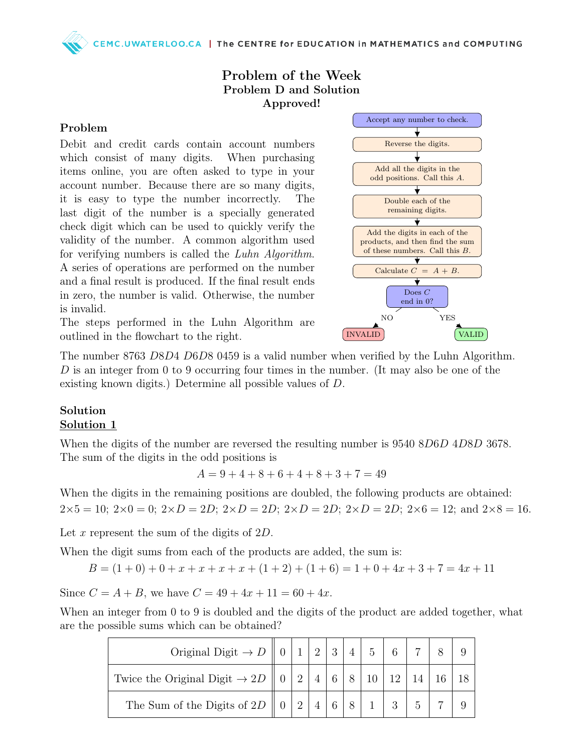# Problem of the Week

## Problem D and Solution

## Approved!

### Problem

Debit and credit cards contain account numbers which consist of many digits. When purchasing items online, you are often asked to type in your account number. Because there are so many digits, it is easy to type the number incorrectly. The last digit of the number is a specially generated check digit which can be used to quickly verify the validity of the number. A common algorithm used for verifying numbers is called the *Luhn Algorithm*. A series of operations are performed on the number and a final result is produced. If the final result ends in zero, the number is valid. Otherwise, the number is invalid.

The steps performed in the Luhn Algorithm are outlined in the flowchart to the right.

- Accept any number to check.
- Reverse the digits.
- Add all the digits in the odd positions. Call this $A$.
- Double each of the remaining digits.
- Add the digits in each of the products, and then find the sum of these numbers. Call this $B$.
- Calculate $C = A + B$.
- Does $C$ end in 0? NO → INVALID; YES → VALID

The number 8763 $D$8$D$4 $D$6$D$8 0459 is a valid number when verified by the Luhn Algorithm. $D$ is an integer from 0 to 9 occurring four times in the number. (It may also be one of the existing known digits.) Determine all possible values of $D$.

### Solution

#### Solution 1

When the digits of the number are reversed the resulting number is 9540 8$D$6$D$ 4$D$8$D$ 3678. The sum of the digits in the odd positions is

$$A = 9 + 4 + 8 + 6 + 4 + 8 + 3 + 7 = 49$$

When the digits in the remaining positions are doubled, the following products are obtained: $2\times5 = 10$; $2\times0 = 0$; $2\times D = 2D$; $2\times D = 2D$; $2\times D = 2D$; $2\times D = 2D$; $2\times6 = 12$; and $2\times8 = 16$.

Let $x$ represent the sum of the digits of $2D$.

When the digit sums from each of the products are added, the sum is:

$$B = (1 + 0) + 0 + x + x + x + x + (1 + 2) + (1 + 6) = 1 + 0 + 4x + 3 + 7 = 4x + 11$$

Since $C = A + B$, we have $C = 49 + 4x + 11 = 60 + 4x$.

When an integer from 0 to 9 is doubled and the digits of the product are added together, what are the possible sums which can be obtained?

| Original Digit $\rightarrow D$ | 0 | 1 | 2 | 3 | 4 | 5 | 6 | 7 | 8 | 9 |
|---|---|---|---|---|---|---|---|---|---|---|
| Twice the Original Digit $\rightarrow 2D$ | 0 | 2 | 4 | 6 | 8 | 10 | 12 | 14 | 16 | 18 |
| The Sum of the Digits of $2D$ | 0 | 2 | 4 | 6 | 8 | 1 | 3 | 5 | 7 | 9 |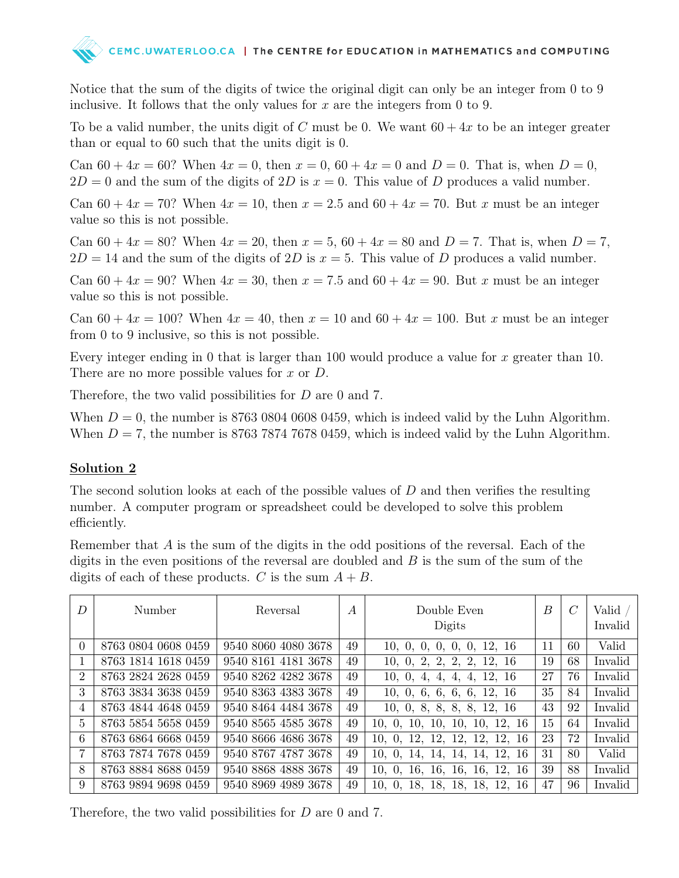Notice that the sum of the digits of twice the original digit can only be an integer from 0 to 9 inclusive. It follows that the only values for $x$ are the integers from 0 to 9.

To be a valid number, the units digit of $C$ must be 0. We want $60 + 4x$ to be an integer greater than or equal to 60 such that the units digit is 0.

Can $60 + 4x = 60$? When $4x = 0$, then $x = 0$, $60 + 4x = 0$ and $D = 0$. That is, when $D = 0$, $2D = 0$ and the sum of the digits of $2D$ is $x = 0$. This value of $D$ produces a valid number.

Can $60 + 4x = 70$? When $4x = 10$, then $x = 2.5$ and $60 + 4x = 70$. But $x$ must be an integer value so this is not possible.

Can $60 + 4x = 80$? When $4x = 20$, then $x = 5$, $60 + 4x = 80$ and $D = 7$. That is, when $D = 7$, $2D = 14$ and the sum of the digits of $2D$ is $x = 5$. This value of $D$ produces a valid number.

Can $60 + 4x = 90$? When $4x = 30$, then $x = 7.5$ and $60 + 4x = 90$. But $x$ must be an integer value so this is not possible.

Can $60 + 4x = 100$? When $4x = 40$, then $x = 10$ and $60 + 4x = 100$. But $x$ must be an integer from 0 to 9 inclusive, so this is not possible.

Every integer ending in 0 that is larger than 100 would produce a value for $x$ greater than 10. There are no more possible values for $x$ or $D$.

Therefore, the two valid possibilities for $D$ are 0 and 7.

When $D = 0$, the number is 8763 0804 0608 0459, which is indeed valid by the Luhn Algorithm. When $D = 7$, the number is 8763 7874 7678 0459, which is indeed valid by the Luhn Algorithm.

**Solution 2**

The second solution looks at each of the possible values of $D$ and then verifies the resulting number. A computer program or spreadsheet could be developed to solve this problem efficiently.

Remember that $A$ is the sum of the digits in the odd positions of the reversal. Each of the digits in the even positions of the reversal are doubled and $B$ is the sum of the sum of the digits of each of these products. $C$ is the sum $A + B$.

| $D$ | Number | Reversal | $A$ | Double Even Digits | $B$ | $C$ | Valid / Invalid |
|---|---|---|---|---|---|---|---|
| 0 | 8763 0804 0608 0459 | 9540 8060 4080 3678 | 49 | 10, 0, 0, 0, 0, 0, 12, 16 | 11 | 60 | Valid |
| 1 | 8763 1814 1618 0459 | 9540 8161 4181 3678 | 49 | 10, 0, 2, 2, 2, 2, 12, 16 | 19 | 68 | Invalid |
| 2 | 8763 2824 2628 0459 | 9540 8262 4282 3678 | 49 | 10, 0, 4, 4, 4, 4, 12, 16 | 27 | 76 | Invalid |
| 3 | 8763 3834 3638 0459 | 9540 8363 4383 3678 | 49 | 10, 0, 6, 6, 6, 6, 12, 16 | 35 | 84 | Invalid |
| 4 | 8763 4844 4648 0459 | 9540 8464 4484 3678 | 49 | 10, 0, 8, 8, 8, 8, 12, 16 | 43 | 92 | Invalid |
| 5 | 8763 5854 5658 0459 | 9540 8565 4585 3678 | 49 | 10, 0, 10, 10, 10, 10, 12, 16 | 15 | 64 | Invalid |
| 6 | 8763 6864 6668 0459 | 9540 8666 4686 3678 | 49 | 10, 0, 12, 12, 12, 12, 12, 16 | 23 | 72 | Invalid |
| 7 | 8763 7874 7678 0459 | 9540 8767 4787 3678 | 49 | 10, 0, 14, 14, 14, 14, 12, 16 | 31 | 80 | Valid |
| 8 | 8763 8884 8688 0459 | 9540 8868 4888 3678 | 49 | 10, 0, 16, 16, 16, 16, 12, 16 | 39 | 88 | Invalid |
| 9 | 8763 9894 9698 0459 | 9540 8969 4989 3678 | 49 | 10, 0, 18, 18, 18, 18, 12, 16 | 47 | 96 | Invalid |

Therefore, the two valid possibilities for $D$ are 0 and 7.